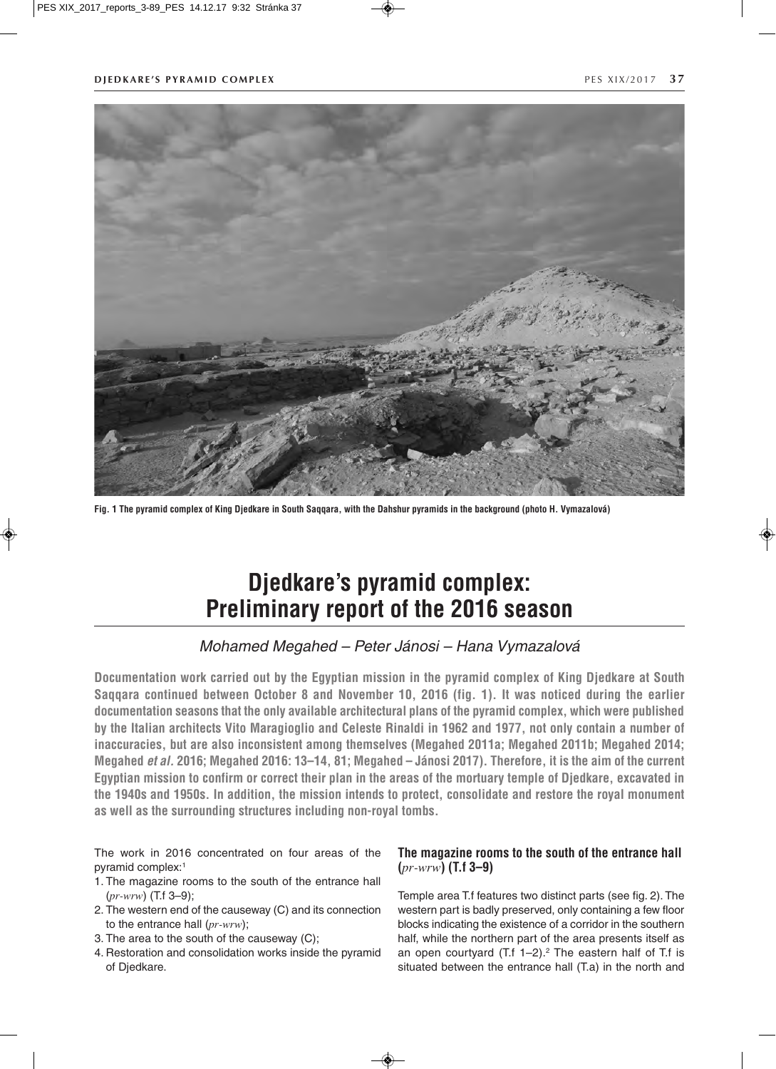Fig. 1 The pyramid complex of King Djedkare in South Saqqara, with the Dahshur pyramids in the background (photo H. Vymazalová)

# Djedkare's pyramid complex: Preliminary report of the 2016 season

*Mohamed Megahed – Peter Jánosi – Hana Vymazalová*

**Documentation work carried out by the Egyptian mission in the pyramid complex of King Djedkare at South Saqqara continued between October 8 and November 10, 2016 (fig. 1). It was noticed during the earlier documentation seasons that the only available architectural plans of the pyramid complex, which were published by the Italian architects Vito Maragioglio and Celeste Rinaldi in 1962 and 1977, not only contain a number of inaccuracies, but are also inconsistent among themselves (Megahed 2011a; Megahed 2011b; Megahed 2014; Megahed *et al.* 2016; Megahed 2016: 13–14, 81; Megahed – Jánosi 2017). Therefore, it is the aim of the current Egyptian mission to confirm or correct their plan in the areas of the mortuary temple of Djedkare, excavated in the 1940s and 1950s. In addition, the mission intends to protect, consolidate and restore the royal monument as well as the surrounding structures including non-royal tombs.**

The work in 2016 concentrated on four areas of the pyramid complex:[1]

1. The magazine rooms to the south of the entrance hall (*pr-wrw*) (T.f 3–9);
2. The western end of the causeway (C) and its connection to the entrance hall (*pr-wrw*);
3. The area to the south of the causeway (C);
4. Restoration and consolidation works inside the pyramid of Djedkare.

### The magazine rooms to the south of the entrance hall (*pr-wrw*) (T.f 3–9)

Temple area T.f features two distinct parts (see fig. 2). The western part is badly preserved, only containing a few floor blocks indicating the existence of a corridor in the southern half, while the northern part of the area presents itself as an open courtyard (T.f 1–2).[2] The eastern half of T.f is situated between the entrance hall (T.a) in the north and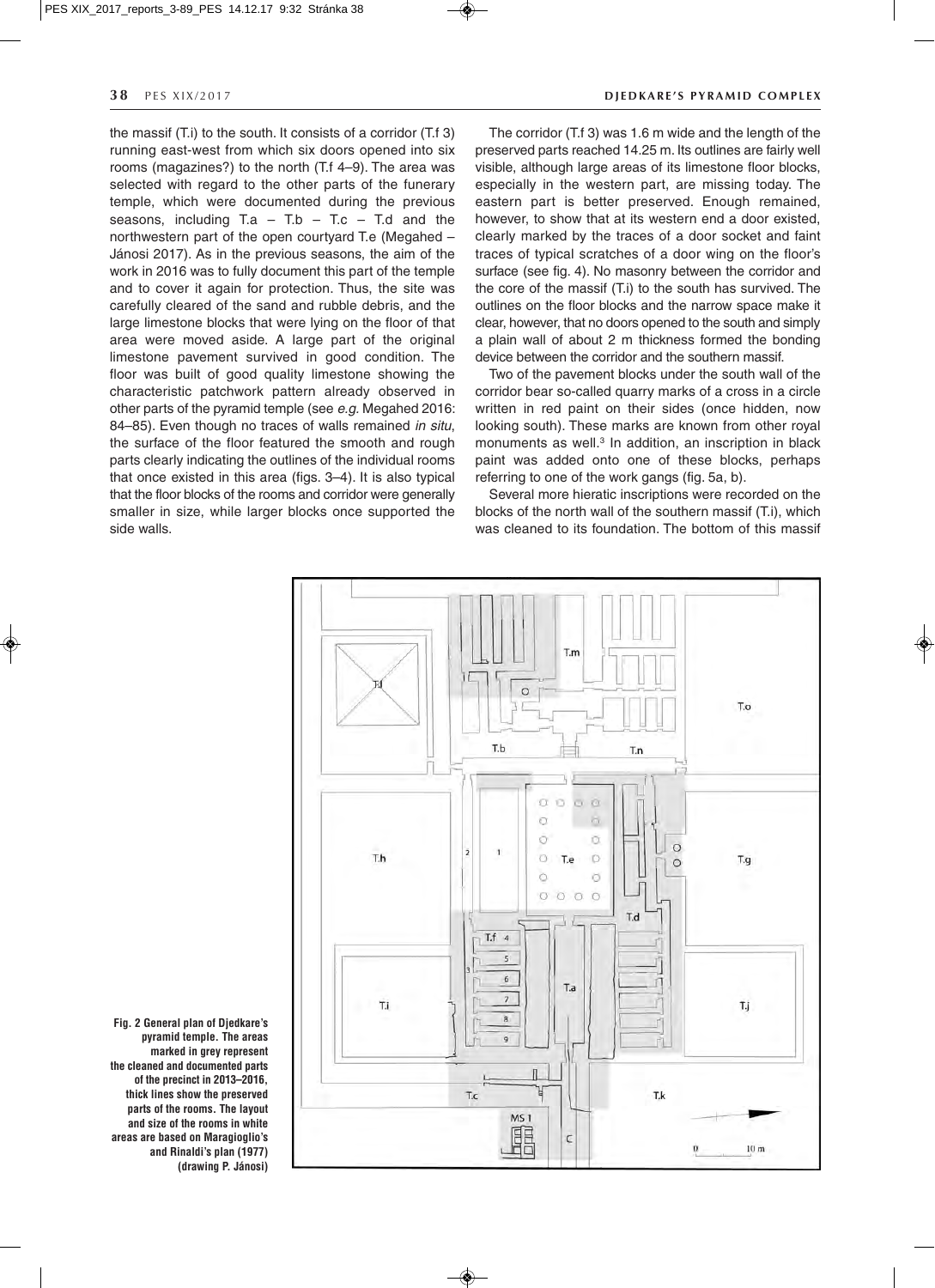the massif (T.i) to the south. It consists of a corridor (T.f 3) running east-west from which six doors opened into six rooms (magazines?) to the north (T.f 4–9). The area was selected with regard to the other parts of the funerary temple, which were documented during the previous seasons, including T.a – T.b – T.c – T.d and the northwestern part of the open courtyard T.e (Megahed – Jánosi 2017). As in the previous seasons, the aim of the work in 2016 was to fully document this part of the temple and to cover it again for protection. Thus, the site was carefully cleared of the sand and rubble debris, and the large limestone blocks that were lying on the floor of that area were moved aside. A large part of the original limestone pavement survived in good condition. The floor was built of good quality limestone showing the characteristic patchwork pattern already observed in other parts of the pyramid temple (see *e.g.* Megahed 2016: 84–85). Even though no traces of walls remained *in situ*, the surface of the floor featured the smooth and rough parts clearly indicating the outlines of the individual rooms that once existed in this area (figs. 3–4). It is also typical that the floor blocks of the rooms and corridor were generally smaller in size, while larger blocks once supported the side walls.

The corridor (T.f 3) was 1.6 m wide and the length of the preserved parts reached 14.25 m. Its outlines are fairly well visible, although large areas of its limestone floor blocks, especially in the western part, are missing today. The eastern part is better preserved. Enough remained, however, to show that at its western end a door existed, clearly marked by the traces of a door socket and faint traces of typical scratches of a door wing on the floor's surface (see fig. 4). No masonry between the corridor and the core of the massif (T.i) to the south has survived. The outlines on the floor blocks and the narrow space make it clear, however, that no doors opened to the south and simply a plain wall of about 2 m thickness formed the bonding device between the corridor and the southern massif.

Two of the pavement blocks under the south wall of the corridor bear so-called quarry marks of a cross in a circle written in red paint on their sides (once hidden, now looking south). These marks are known from other royal monuments as well.[3] In addition, an inscription in black paint was added onto one of these blocks, perhaps referring to one of the work gangs (fig. 5a, b).

Several more hieratic inscriptions were recorded on the blocks of the north wall of the southern massif (T.i), which was cleaned to its foundation. The bottom of this massif

**Fig. 2 General plan of Djedkare's pyramid temple. The areas marked in grey represent the cleaned and documented parts of the precinct in 2013–2016, thick lines show the preserved parts of the rooms. The layout and size of the rooms in white areas are based on Maragioglio's and Rinaldi's plan (1977) (drawing P. Jánosi)**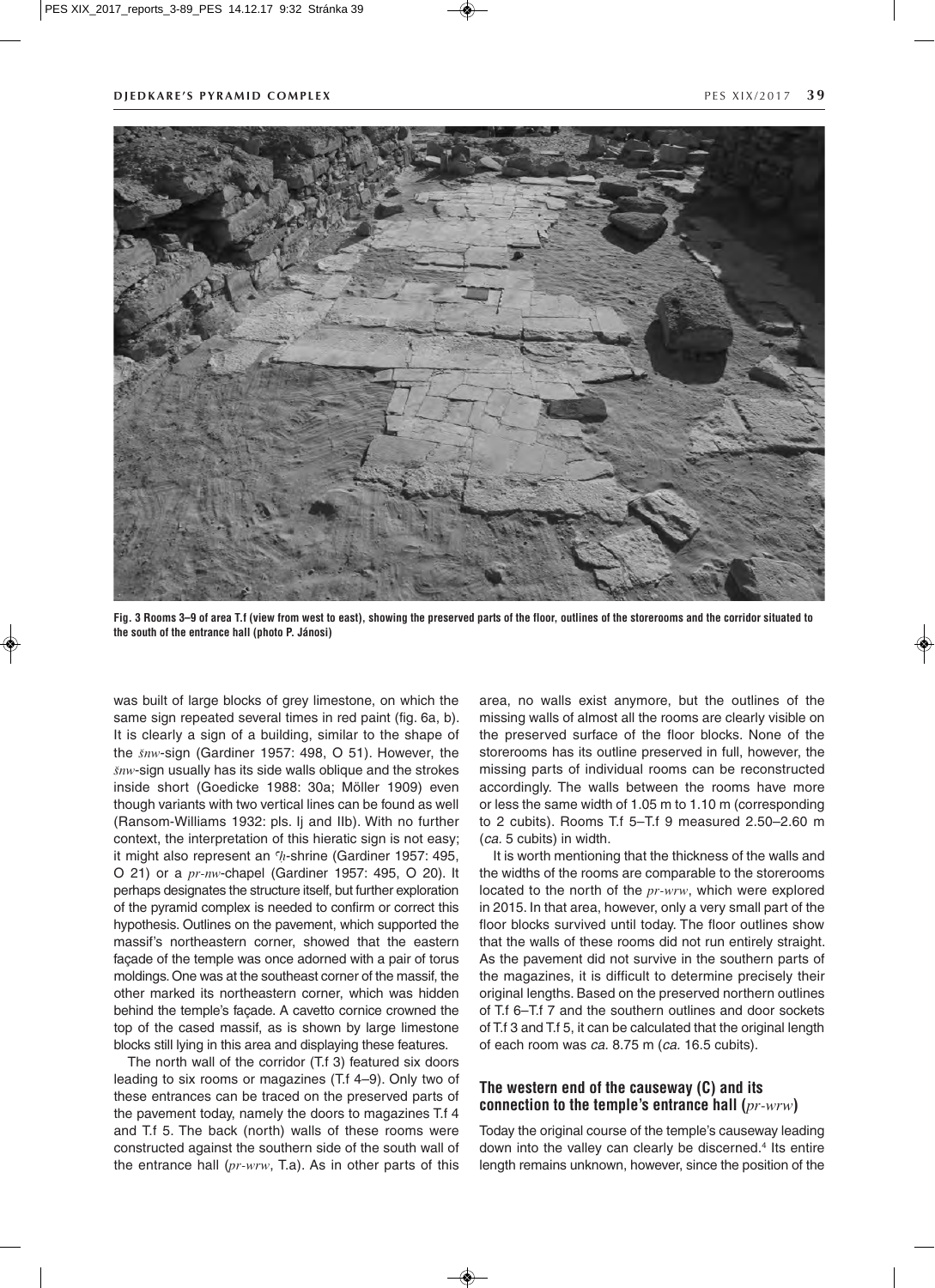Fig. 3 Rooms 3–9 of area T.f (view from west to east), showing the preserved parts of the floor, outlines of the storerooms and the corridor situated to the south of the entrance hall (photo P. Jánosi)

was built of large blocks of grey limestone, on which the same sign repeated several times in red paint (fig. 6a, b). It is clearly a sign of a building, similar to the shape of the *šnw*-sign (Gardiner 1957: 498, O 51). However, the *šnw*-sign usually has its side walls oblique and the strokes inside short (Goedicke 1988: 30a; Möller 1909) even though variants with two vertical lines can be found as well (Ransom-Williams 1932: pls. Ij and IIb). With no further context, the interpretation of this hieratic sign is not easy; it might also represent an *ˁḥ*-shrine (Gardiner 1957: 495, O 21) or a *pr-nw*-chapel (Gardiner 1957: 495, O 20). It perhaps designates the structure itself, but further exploration of the pyramid complex is needed to confirm or correct this hypothesis. Outlines on the pavement, which supported the massif's northeastern corner, showed that the eastern façade of the temple was once adorned with a pair of torus moldings. One was at the southeast corner of the massif, the other marked its northeastern corner, which was hidden behind the temple's façade. A cavetto cornice crowned the top of the cased massif, as is shown by large limestone blocks still lying in this area and displaying these features.

The north wall of the corridor (T.f 3) featured six doors leading to six rooms or magazines (T.f 4–9). Only two of these entrances can be traced on the preserved parts of the pavement today, namely the doors to magazines T.f 4 and T.f 5. The back (north) walls of these rooms were constructed against the southern side of the south wall of the entrance hall (*pr-wrw*, T.a). As in other parts of this area, no walls exist anymore, but the outlines of the missing walls of almost all the rooms are clearly visible on the preserved surface of the floor blocks. None of the storerooms has its outline preserved in full, however, the missing parts of individual rooms can be reconstructed accordingly. The walls between the rooms have more or less the same width of 1.05 m to 1.10 m (corresponding to 2 cubits). Rooms T.f 5–T.f 9 measured 2.50–2.60 m (*ca.* 5 cubits) in width.

It is worth mentioning that the thickness of the walls and the widths of the rooms are comparable to the storerooms located to the north of the *pr-wrw*, which were explored in 2015. In that area, however, only a very small part of the floor blocks survived until today. The floor outlines show that the walls of these rooms did not run entirely straight. As the pavement did not survive in the southern parts of the magazines, it is difficult to determine precisely their original lengths. Based on the preserved northern outlines of T.f 6–T.f 7 and the southern outlines and door sockets of T.f 3 and T.f 5, it can be calculated that the original length of each room was *ca.* 8.75 m (*ca.* 16.5 cubits).

## The western end of the causeway (C) and its connection to the temple's entrance hall (*pr-wrw*)

Today the original course of the temple's causeway leading down into the valley can clearly be discerned.[4] Its entire length remains unknown, however, since the position of the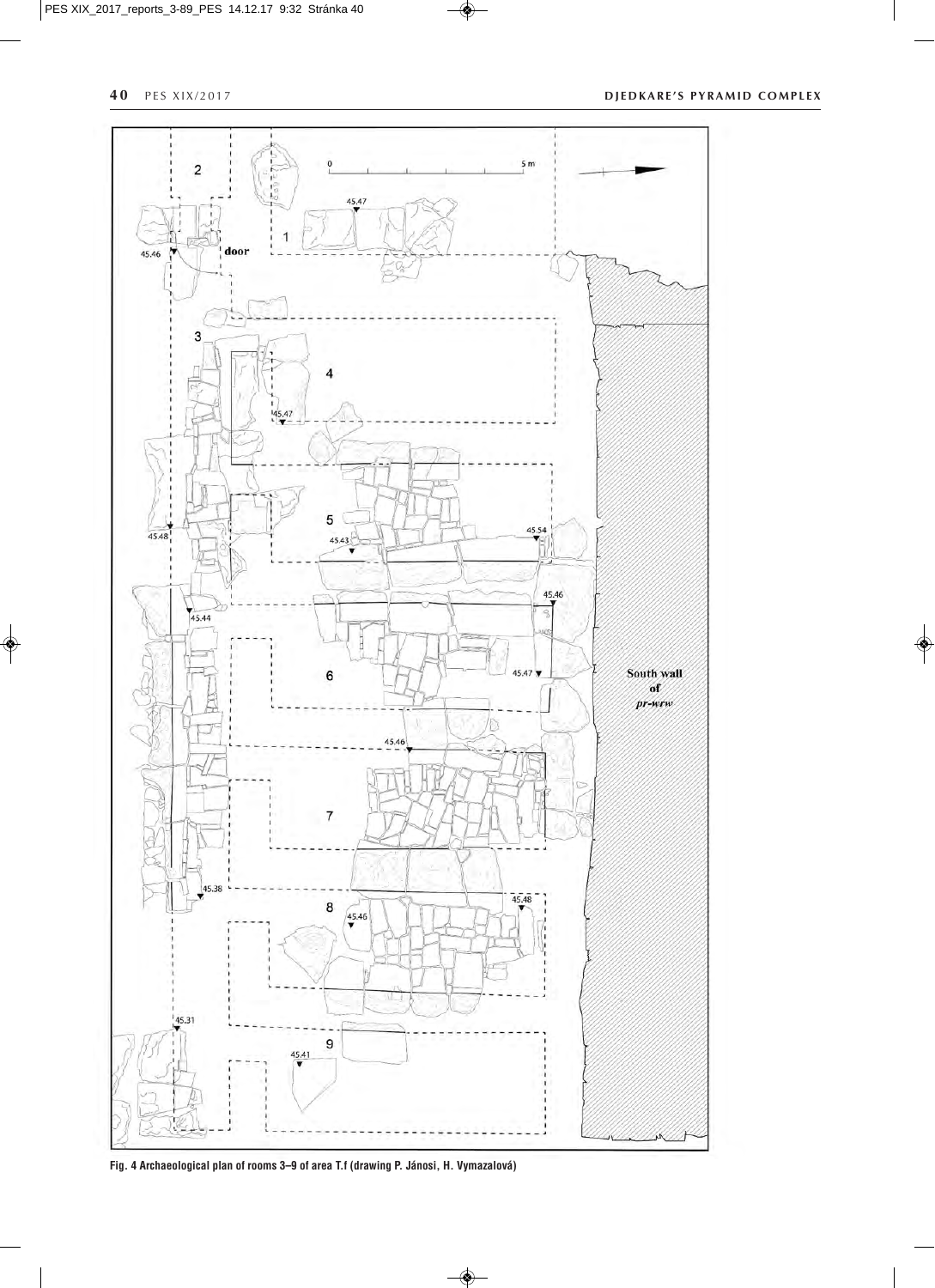Fig. 4 Archaeological plan of rooms 3–9 of area T.f (drawing P. Jánosi, H. Vymazalová)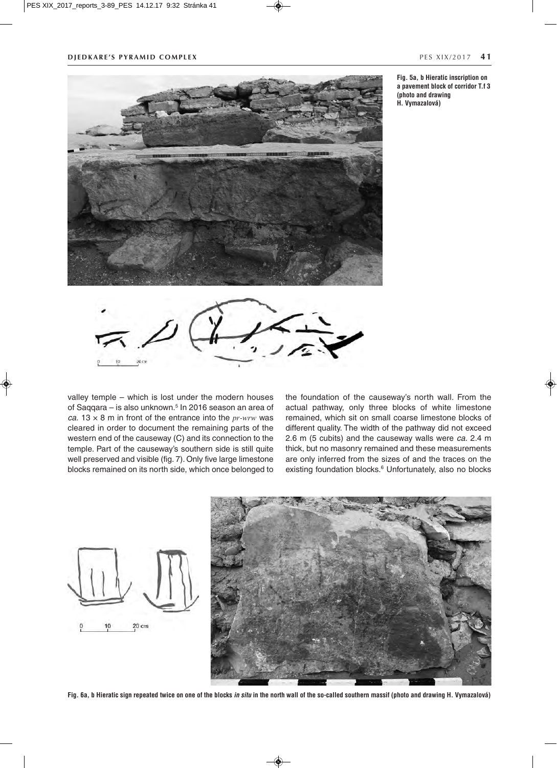Fig. 5a, b Hieratic inscription on a pavement block of corridor T.f 3 (photo and drawing H. Vymazalová)

valley temple – which is lost under the modern houses of Saqqara – is also unknown.[5] In 2016 season an area of *ca.* 13 × 8 m in front of the entrance into the *pr-wrw* was cleared in order to document the remaining parts of the western end of the causeway (C) and its connection to the temple. Part of the causeway's southern side is still quite well preserved and visible (fig. 7). Only five large limestone blocks remained on its north side, which once belonged to the foundation of the causeway's north wall. From the actual pathway, only three blocks of white limestone remained, which sit on small coarse limestone blocks of different quality. The width of the pathway did not exceed 2.6 m (5 cubits) and the causeway walls were *ca.* 2.4 m thick, but no masonry remained and these measurements are only inferred from the sizes of and the traces on the existing foundation blocks.[6] Unfortunately, also no blocks

Fig. 6a, b Hieratic sign repeated twice on one of the blocks *in situ* in the north wall of the so-called southern massif (photo and drawing H. Vymazalová)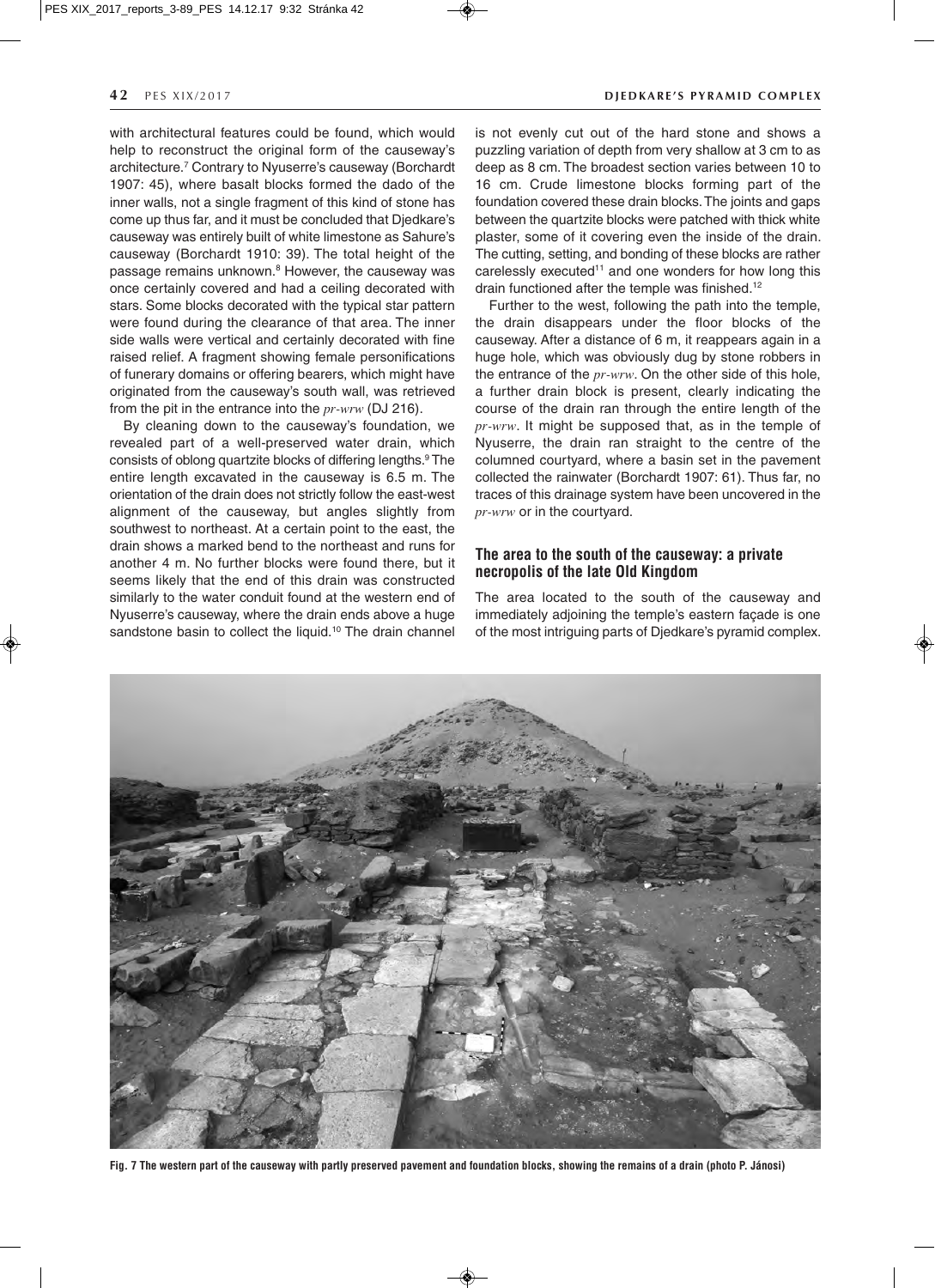with architectural features could be found, which would help to reconstruct the original form of the causeway's architecture.[7] Contrary to Nyuserre's causeway (Borchardt 1907: 45), where basalt blocks formed the dado of the inner walls, not a single fragment of this kind of stone has come up thus far, and it must be concluded that Djedkare's causeway was entirely built of white limestone as Sahure's causeway (Borchardt 1910: 39). The total height of the passage remains unknown.[8] However, the causeway was once certainly covered and had a ceiling decorated with stars. Some blocks decorated with the typical star pattern were found during the clearance of that area. The inner side walls were vertical and certainly decorated with fine raised relief. A fragment showing female personifications of funerary domains or offering bearers, which might have originated from the causeway's south wall, was retrieved from the pit in the entrance into the *pr-wrw* (DJ 216).

By cleaning down to the causeway's foundation, we revealed part of a well-preserved water drain, which consists of oblong quartzite blocks of differing lengths.[9] The entire length excavated in the causeway is 6.5 m. The orientation of the drain does not strictly follow the east-west alignment of the causeway, but angles slightly from southwest to northeast. At a certain point to the east, the drain shows a marked bend to the northeast and runs for another 4 m. No further blocks were found there, but it seems likely that the end of this drain was constructed similarly to the water conduit found at the western end of Nyuserre's causeway, where the drain ends above a huge sandstone basin to collect the liquid.[10] The drain channel is not evenly cut out of the hard stone and shows a puzzling variation of depth from very shallow at 3 cm to as deep as 8 cm. The broadest section varies between 10 to 16 cm. Crude limestone blocks forming part of the foundation covered these drain blocks. The joints and gaps between the quartzite blocks were patched with thick white plaster, some of it covering even the inside of the drain. The cutting, setting, and bonding of these blocks are rather carelessly executed[11] and one wonders for how long this drain functioned after the temple was finished.[12]

Further to the west, following the path into the temple, the drain disappears under the floor blocks of the causeway. After a distance of 6 m, it reappears again in a huge hole, which was obviously dug by stone robbers in the entrance of the *pr-wrw*. On the other side of this hole, a further drain block is present, clearly indicating the course of the drain ran through the entire length of the *pr-wrw*. It might be supposed that, as in the temple of Nyuserre, the drain ran straight to the centre of the columned courtyard, where a basin set in the pavement collected the rainwater (Borchardt 1907: 61). Thus far, no traces of this drainage system have been uncovered in the *pr-wrw* or in the courtyard.

## The area to the south of the causeway: a private necropolis of the late Old Kingdom

The area located to the south of the causeway and immediately adjoining the temple's eastern façade is one of the most intriguing parts of Djedkare's pyramid complex.

**Fig. 7 The western part of the causeway with partly preserved pavement and foundation blocks, showing the remains of a drain (photo P. Jánosi)**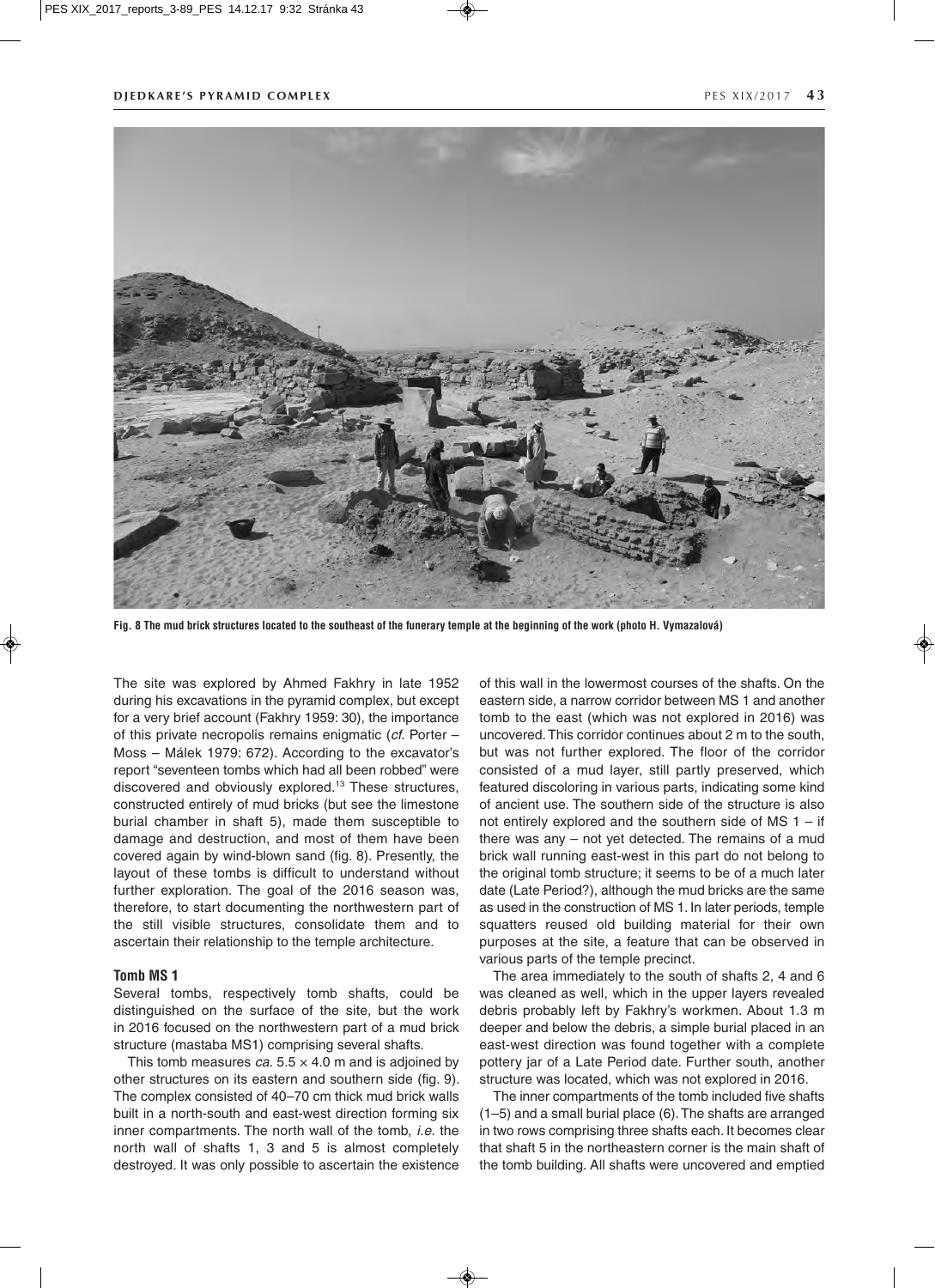**Fig. 8 The mud brick structures located to the southeast of the funerary temple at the beginning of the work (photo H. Vymazalová)**

The site was explored by Ahmed Fakhry in late 1952 during his excavations in the pyramid complex, but except for a very brief account (Fakhry 1959: 30), the importance of this private necropolis remains enigmatic (*cf.* Porter – Moss – Málek 1979: 672). According to the excavator's report "seventeen tombs which had all been robbed" were discovered and obviously explored.[13] These structures, constructed entirely of mud bricks (but see the limestone burial chamber in shaft 5), made them susceptible to damage and destruction, and most of them have been covered again by wind-blown sand (fig. 8). Presently, the layout of these tombs is difficult to understand without further exploration. The goal of the 2016 season was, therefore, to start documenting the northwestern part of the still visible structures, consolidate them and to ascertain their relationship to the temple architecture.

### Tomb MS 1

Several tombs, respectively tomb shafts, could be distinguished on the surface of the site, but the work in 2016 focused on the northwestern part of a mud brick structure (mastaba MS1) comprising several shafts.

This tomb measures *ca.* 5.5 × 4.0 m and is adjoined by other structures on its eastern and southern side (fig. 9). The complex consisted of 40–70 cm thick mud brick walls built in a north-south and east-west direction forming six inner compartments. The north wall of the tomb, *i.e.* the north wall of shafts 1, 3 and 5 is almost completely destroyed. It was only possible to ascertain the existence of this wall in the lowermost courses of the shafts. On the eastern side, a narrow corridor between MS 1 and another tomb to the east (which was not explored in 2016) was uncovered. This corridor continues about 2 m to the south, but was not further explored. The floor of the corridor consisted of a mud layer, still partly preserved, which featured discoloring in various parts, indicating some kind of ancient use. The southern side of the structure is also not entirely explored and the southern side of MS 1 – if there was any – not yet detected. The remains of a mud brick wall running east-west in this part do not belong to the original tomb structure; it seems to be of a much later date (Late Period?), although the mud bricks are the same as used in the construction of MS 1. In later periods, temple squatters reused old building material for their own purposes at the site, a feature that can be observed in various parts of the temple precinct.

The area immediately to the south of shafts 2, 4 and 6 was cleaned as well, which in the upper layers revealed debris probably left by Fakhry's workmen. About 1.3 m deeper and below the debris, a simple burial placed in an east-west direction was found together with a complete pottery jar of a Late Period date. Further south, another structure was located, which was not explored in 2016.

The inner compartments of the tomb included five shafts (1–5) and a small burial place (6). The shafts are arranged in two rows comprising three shafts each. It becomes clear that shaft 5 in the northeastern corner is the main shaft of the tomb building. All shafts were uncovered and emptied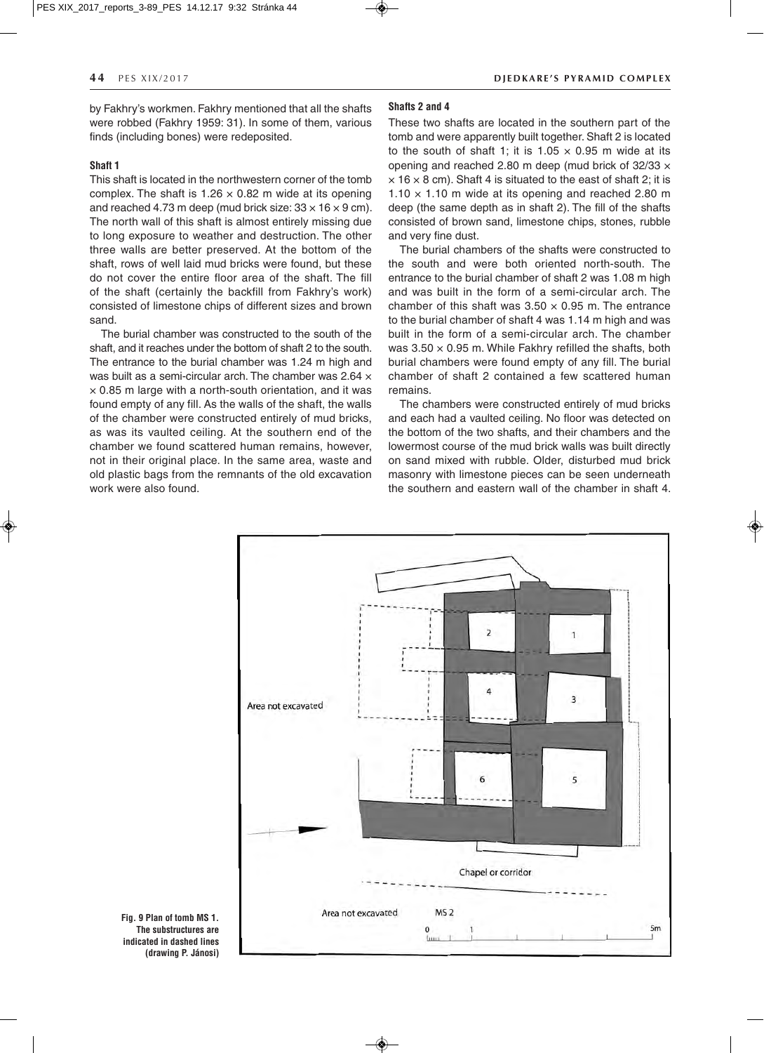by Fakhry's workmen. Fakhry mentioned that all the shafts were robbed (Fakhry 1959: 31). In some of them, various finds (including bones) were redeposited.

**Shaft 1**

This shaft is located in the northwestern corner of the tomb complex. The shaft is 1.26 × 0.82 m wide at its opening and reached 4.73 m deep (mud brick size: 33 × 16 × 9 cm). The north wall of this shaft is almost entirely missing due to long exposure to weather and destruction. The other three walls are better preserved. At the bottom of the shaft, rows of well laid mud bricks were found, but these do not cover the entire floor area of the shaft. The fill of the shaft (certainly the backfill from Fakhry's work) consisted of limestone chips of different sizes and brown sand.

The burial chamber was constructed to the south of the shaft, and it reaches under the bottom of shaft 2 to the south. The entrance to the burial chamber was 1.24 m high and was built as a semi-circular arch. The chamber was 2.64 × × 0.85 m large with a north-south orientation, and it was found empty of any fill. As the walls of the shaft, the walls of the chamber were constructed entirely of mud bricks, as was its vaulted ceiling. At the southern end of the chamber we found scattered human remains, however, not in their original place. In the same area, waste and old plastic bags from the remnants of the old excavation work were also found.

**Shafts 2 and 4**

These two shafts are located in the southern part of the tomb and were apparently built together. Shaft 2 is located to the south of shaft 1; it is 1.05 × 0.95 m wide at its opening and reached 2.80 m deep (mud brick of 32/33 × × 16 × 8 cm). Shaft 4 is situated to the east of shaft 2; it is 1.10 × 1.10 m wide at its opening and reached 2.80 m deep (the same depth as in shaft 2). The fill of the shafts consisted of brown sand, limestone chips, stones, rubble and very fine dust.

The burial chambers of the shafts were constructed to the south and were both oriented north-south. The entrance to the burial chamber of shaft 2 was 1.08 m high and was built in the form of a semi-circular arch. The chamber of this shaft was 3.50 × 0.95 m. The entrance to the burial chamber of shaft 4 was 1.14 m high and was built in the form of a semi-circular arch. The chamber was 3.50 × 0.95 m. While Fakhry refilled the shafts, both burial chambers were found empty of any fill. The burial chamber of shaft 2 contained a few scattered human remains.

The chambers were constructed entirely of mud bricks and each had a vaulted ceiling. No floor was detected on the bottom of the two shafts, and their chambers and the lowermost course of the mud brick walls was built directly on sand mixed with rubble. Older, disturbed mud brick masonry with limestone pieces can be seen underneath the southern and eastern wall of the chamber in shaft 4.

**Fig. 9 Plan of tomb MS 1. The substructures are indicated in dashed lines (drawing P. Jánosi)**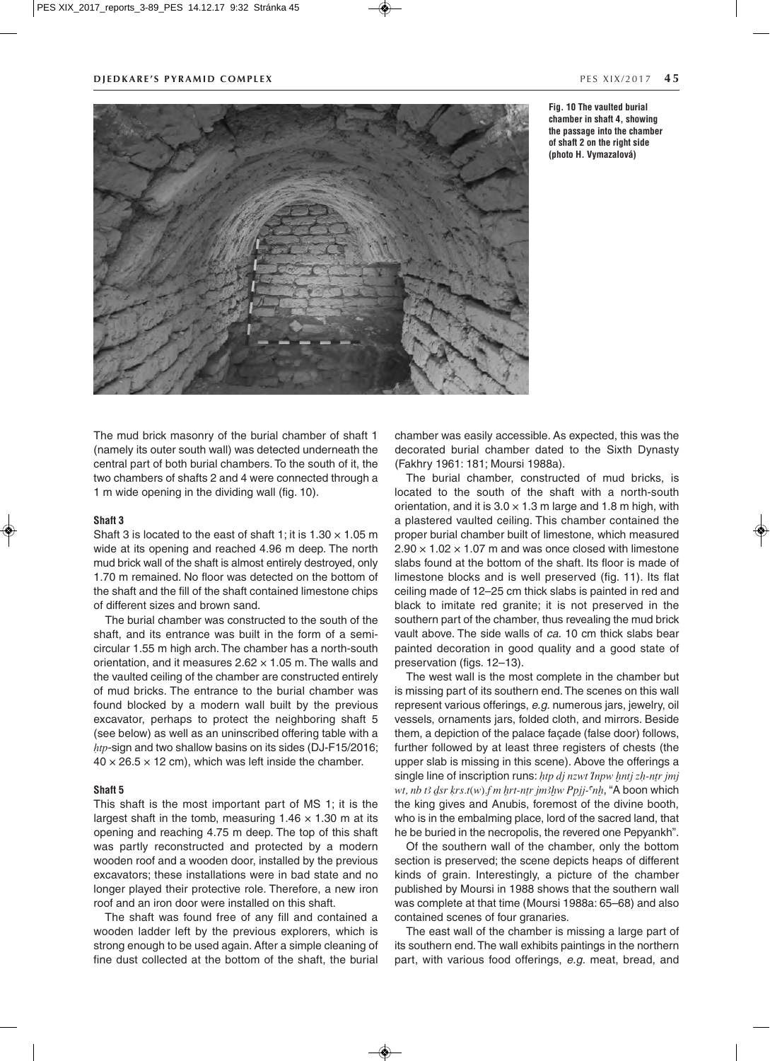Fig. 10 The vaulted burial chamber in shaft 4, showing the passage into the chamber of shaft 2 on the right side (photo H. Vymazalová)

The mud brick masonry of the burial chamber of shaft 1 (namely its outer south wall) was detected underneath the central part of both burial chambers. To the south of it, the two chambers of shafts 2 and 4 were connected through a 1 m wide opening in the dividing wall (fig. 10).

#### Shaft 3

Shaft 3 is located to the east of shaft 1; it is 1.30 × 1.05 m wide at its opening and reached 4.96 m deep. The north mud brick wall of the shaft is almost entirely destroyed, only 1.70 m remained. No floor was detected on the bottom of the shaft and the fill of the shaft contained limestone chips of different sizes and brown sand.

The burial chamber was constructed to the south of the shaft, and its entrance was built in the form of a semi-circular 1.55 m high arch. The chamber has a north-south orientation, and it measures 2.62 × 1.05 m. The walls and the vaulted ceiling of the chamber are constructed entirely of mud bricks. The entrance to the burial chamber was found blocked by a modern wall built by the previous excavator, perhaps to protect the neighboring shaft 5 (see below) as well as an uninscribed offering table with a *ḥtp*-sign and two shallow basins on its sides (DJ-F15/2016; 40 × 26.5 × 12 cm), which was left inside the chamber.

#### Shaft 5

This shaft is the most important part of MS 1; it is the largest shaft in the tomb, measuring 1.46 × 1.30 m at its opening and reaching 4.75 m deep. The top of this shaft was partly reconstructed and protected by a modern wooden roof and a wooden door, installed by the previous excavators; these installations were in bad state and no longer played their protective role. Therefore, a new iron roof and an iron door were installed on this shaft.

The shaft was found free of any fill and contained a wooden ladder left by the previous explorers, which is strong enough to be used again. After a simple cleaning of fine dust collected at the bottom of the shaft, the burial chamber was easily accessible. As expected, this was the decorated burial chamber dated to the Sixth Dynasty (Fakhry 1961: 181; Moursi 1988a).

The burial chamber, constructed of mud bricks, is located to the south of the shaft with a north-south orientation, and it is 3.0 × 1.3 m large and 1.8 m high, with a plastered vaulted ceiling. This chamber contained the proper burial chamber built of limestone, which measured 2.90 × 1.02 × 1.07 m and was once closed with limestone slabs found at the bottom of the shaft. Its floor is made of limestone blocks and is well preserved (fig. 11). Its flat ceiling made of 12–25 cm thick slabs is painted in red and black to imitate red granite; it is not preserved in the southern part of the chamber, thus revealing the mud brick vault above. The side walls of *ca.* 10 cm thick slabs bear painted decoration in good quality and a good state of preservation (figs. 12–13).

The west wall is the most complete in the chamber but is missing part of its southern end. The scenes on this wall represent various offerings, *e.g.* numerous jars, jewelry, oil vessels, ornaments jars, folded cloth, and mirrors. Beside them, a depiction of the palace façade (false door) follows, further followed by at least three registers of chests (the upper slab is missing in this scene). Above the offerings a single line of inscription runs: *ḥtp dj nzwt Ỉnpw ḫntj zḥ-nṯr jmj wt, nb tꜣ ḏsr ḳrs.t(w).f m ḫrt-nṯr jmꜣḫw Ppjj-ꜥnḫ*, "A boon which the king gives and Anubis, foremost of the divine booth, who is in the embalming place, lord of the sacred land, that he be buried in the necropolis, the revered one Pepyankh".

Of the southern wall of the chamber, only the bottom section is preserved; the scene depicts heaps of different kinds of grain. Interestingly, a picture of the chamber published by Moursi in 1988 shows that the southern wall was complete at that time (Moursi 1988a: 65–68) and also contained scenes of four granaries.

The east wall of the chamber is missing a large part of its southern end. The wall exhibits paintings in the northern part, with various food offerings, *e.g.* meat, bread, and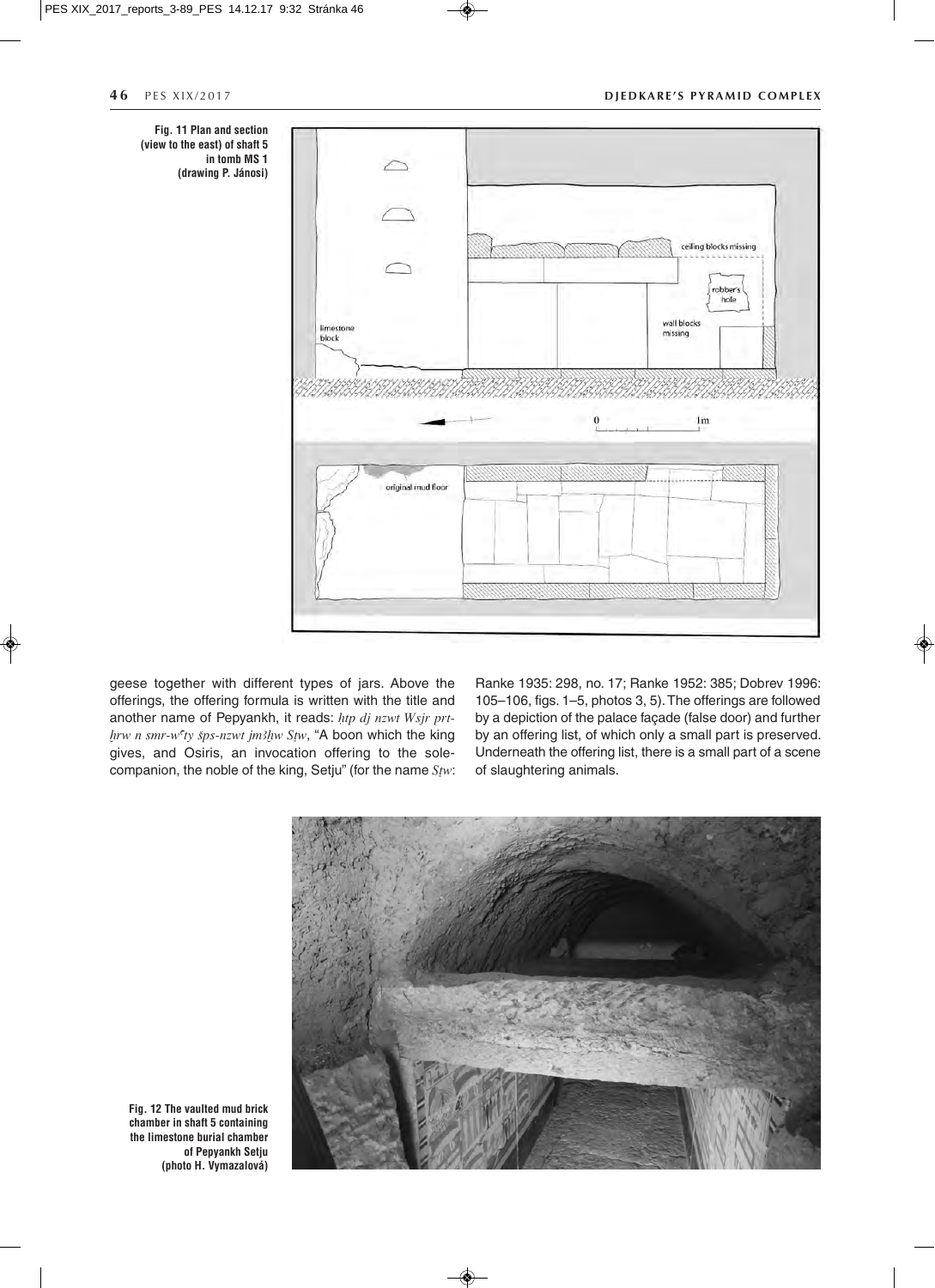Fig. 11 Plan and section (view to the east) of shaft 5 in tomb MS 1 (drawing P. Jánosi)

geese together with different types of jars. Above the offerings, the offering formula is written with the title and another name of Pepyankh, it reads: *ḥtp dj nzwt Wsjr prt-ḫrw n smr-wʿty šps-nzwt jmȝḫw Sṭw*, "A boon which the king gives, and Osiris, an invocation offering to the sole-companion, the noble of the king, Setju" (for the name *Sṭw*: Ranke 1935: 298, no. 17; Ranke 1952: 385; Dobrev 1996: 105–106, figs. 1–5, photos 3, 5). The offerings are followed by a depiction of the palace façade (false door) and further by an offering list, of which only a small part is preserved. Underneath the offering list, there is a small part of a scene of slaughtering animals.

Fig. 12 The vaulted mud brick chamber in shaft 5 containing the limestone burial chamber of Pepyankh Setju (photo H. Vymazalová)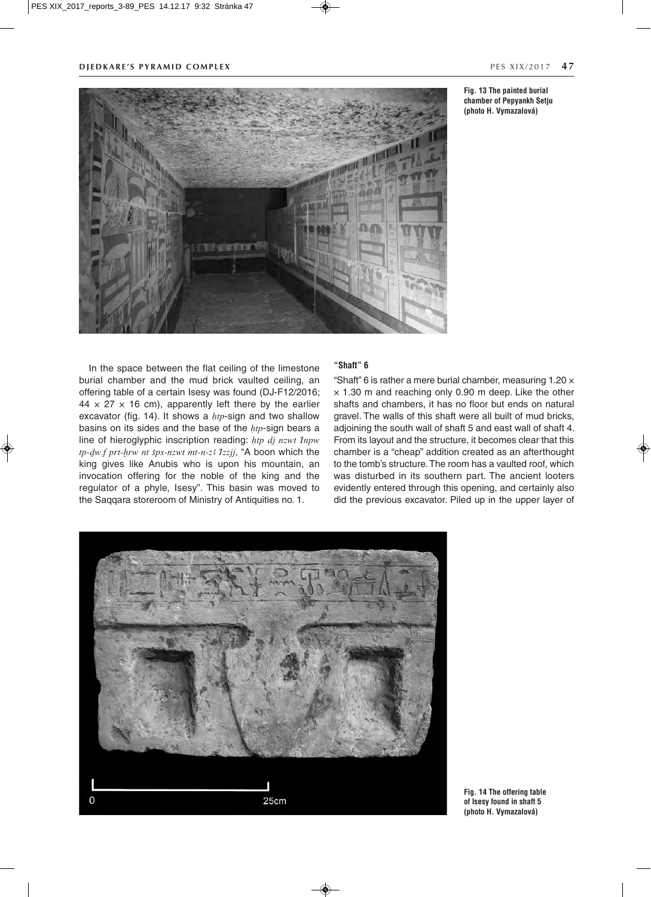Fig. 13 The painted burial chamber of Pepyankh Setju (photo H. Vymazalová)

In the space between the flat ceiling of the limestone burial chamber and the mud brick vaulted ceiling, an offering table of a certain Isesy was found (DJ-F12/2016; 44 × 27 × 16 cm), apparently left there by the earlier excavator (fig. 14). It shows a *ḥtp*-sign and two shallow basins on its sides and the base of the *ḥtp*-sign bears a line of hieroglyphic inscription reading: *ḥtp dj nzwt Ỉnpw tp-ḏw.f prt-ḫrw nt šps-nzwt mt-n-zꜣ Ỉzzjj*, "A boon which the king gives like Anubis who is upon his mountain, an invocation offering for the noble of the king and the regulator of a phyle, Isesy". This basin was moved to the Saqqara storeroom of Ministry of Antiquities no. 1.

### "Shaft" 6

"Shaft" 6 is rather a mere burial chamber, measuring 1.20 × × 1.30 m and reaching only 0.90 m deep. Like the other shafts and chambers, it has no floor but ends on natural gravel. The walls of this shaft were all built of mud bricks, adjoining the south wall of shaft 5 and east wall of shaft 4. From its layout and the structure, it becomes clear that this chamber is a "cheap" addition created as an afterthought to the tomb's structure. The room has a vaulted roof, which was disturbed in its southern part. The ancient looters evidently entered through this opening, and certainly also did the previous excavator. Piled up in the upper layer of

Fig. 14 The offering table of Isesy found in shaft 5 (photo H. Vymazalová)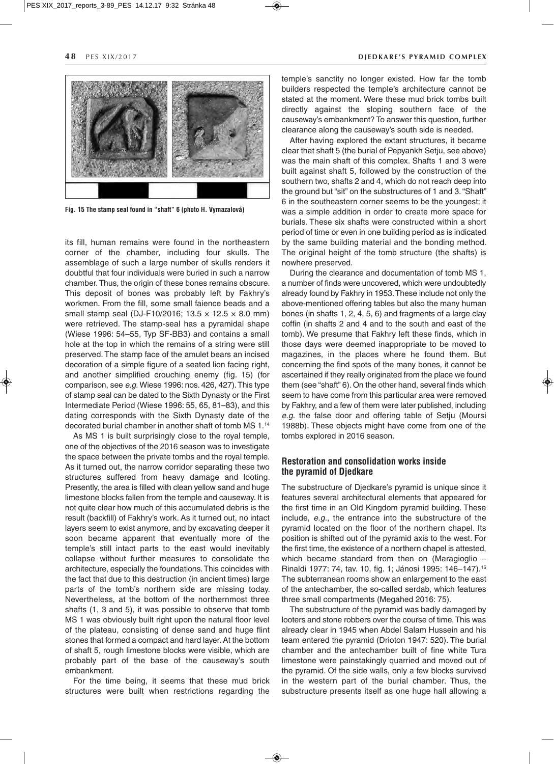Fig. 15 The stamp seal found in "shaft" 6 (photo H. Vymazalová)

its fill, human remains were found in the northeastern corner of the chamber, including four skulls. The assemblage of such a large number of skulls renders it doubtful that four individuals were buried in such a narrow chamber. Thus, the origin of these bones remains obscure. This deposit of bones was probably left by Fakhry's workmen. From the fill, some small faience beads and a small stamp seal (DJ-F10/2016; 13.5 × 12.5 × 8.0 mm) were retrieved. The stamp-seal has a pyramidal shape (Wiese 1996: 54–55, Typ SF-BB3) and contains a small hole at the top in which the remains of a string were still preserved. The stamp face of the amulet bears an incised decoration of a simple figure of a seated lion facing right, and another simplified crouching enemy (fig. 15) (for comparison, see *e.g.* Wiese 1996: nos. 426, 427). This type of stamp seal can be dated to the Sixth Dynasty or the First Intermediate Period (Wiese 1996: 55, 65, 81–83), and this dating corresponds with the Sixth Dynasty date of the decorated burial chamber in another shaft of tomb MS 1.[14]

As MS 1 is built surprisingly close to the royal temple, one of the objectives of the 2016 season was to investigate the space between the private tombs and the royal temple. As it turned out, the narrow corridor separating these two structures suffered from heavy damage and looting. Presently, the area is filled with clean yellow sand and huge limestone blocks fallen from the temple and causeway. It is not quite clear how much of this accumulated debris is the result (backfill) of Fakhry's work. As it turned out, no intact layers seem to exist anymore, and by excavating deeper it soon became apparent that eventually more of the temple's still intact parts to the east would inevitably collapse without further measures to consolidate the architecture, especially the foundations. This coincides with the fact that due to this destruction (in ancient times) large parts of the tomb's northern side are missing today. Nevertheless, at the bottom of the northernmost three shafts (1, 3 and 5), it was possible to observe that tomb MS 1 was obviously built right upon the natural floor level of the plateau, consisting of dense sand and huge flint stones that formed a compact and hard layer. At the bottom of shaft 5, rough limestone blocks were visible, which are probably part of the base of the causeway's south embankment.

For the time being, it seems that these mud brick structures were built when restrictions regarding the temple's sanctity no longer existed. How far the tomb builders respected the temple's architecture cannot be stated at the moment. Were these mud brick tombs built directly against the sloping southern face of the causeway's embankment? To answer this question, further clearance along the causeway's south side is needed.

After having explored the extant structures, it became clear that shaft 5 (the burial of Pepyankh Setju, see above) was the main shaft of this complex. Shafts 1 and 3 were built against shaft 5, followed by the construction of the southern two, shafts 2 and 4, which do not reach deep into the ground but "sit" on the substructures of 1 and 3. "Shaft" 6 in the southeastern corner seems to be the youngest; it was a simple addition in order to create more space for burials. These six shafts were constructed within a short period of time or even in one building period as is indicated by the same building material and the bonding method. The original height of the tomb structure (the shafts) is nowhere preserved.

During the clearance and documentation of tomb MS 1, a number of finds were uncovered, which were undoubtedly already found by Fakhry in 1953. These include not only the above-mentioned offering tables but also the many human bones (in shafts 1, 2, 4, 5, 6) and fragments of a large clay coffin (in shafts 2 and 4 and to the south and east of the tomb). We presume that Fakhry left these finds, which in those days were deemed inappropriate to be moved to magazines, in the places where he found them. But concerning the find spots of the many bones, it cannot be ascertained if they really originated from the place we found them (see "shaft" 6). On the other hand, several finds which seem to have come from this particular area were removed by Fakhry, and a few of them were later published, including *e.g.* the false door and offering table of Setju (Moursi 1988b). These objects might have come from one of the tombs explored in 2016 season.

## Restoration and consolidation works inside the pyramid of Djedkare

The substructure of Djedkare's pyramid is unique since it features several architectural elements that appeared for the first time in an Old Kingdom pyramid building. These include, *e.g.*, the entrance into the substructure of the pyramid located on the floor of the northern chapel. Its position is shifted out of the pyramid axis to the west. For the first time, the existence of a northern chapel is attested, which became standard from then on (Maragioglio – Rinaldi 1977: 74, tav. 10, fig. 1; Jánosi 1995: 146–147).[15] The subterranean rooms show an enlargement to the east of the antechamber, the so-called serdab, which features three small compartments (Megahed 2016: 75).

The substructure of the pyramid was badly damaged by looters and stone robbers over the course of time. This was already clear in 1945 when Abdel Salam Hussein and his team entered the pyramid (Drioton 1947: 520). The burial chamber and the antechamber built of fine white Tura limestone were painstakingly quarried and moved out of the pyramid. Of the side walls, only a few blocks survived in the western part of the burial chamber. Thus, the substructure presents itself as one huge hall allowing a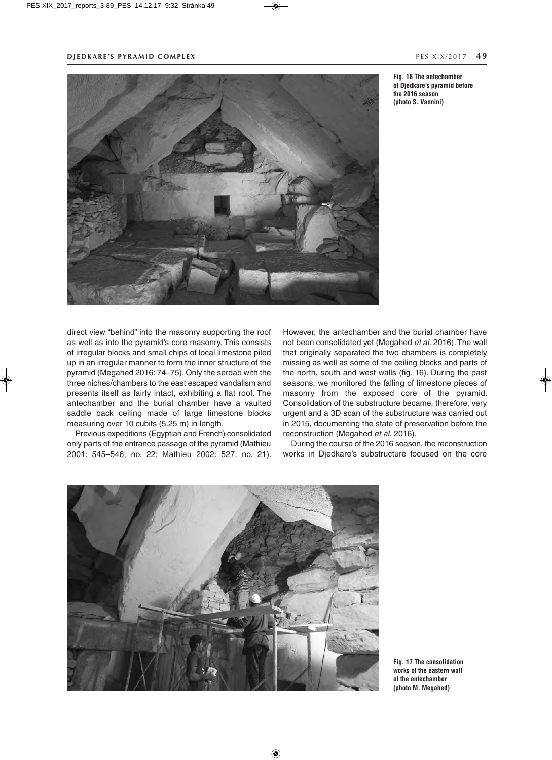Fig. 16 The antechamber of Djedkare's pyramid before the 2016 season (photo S. Vannini)

direct view "behind" into the masonry supporting the roof as well as into the pyramid's core masonry. This consists of irregular blocks and small chips of local limestone piled up in an irregular manner to form the inner structure of the pyramid (Megahed 2016: 74–75). Only the serdab with the three niches/chambers to the east escaped vandalism and presents itself as fairly intact, exhibiting a flat roof. The antechamber and the burial chamber have a vaulted saddle back ceiling made of large limestone blocks measuring over 10 cubits (5.25 m) in length.

Previous expeditions (Egyptian and French) consolidated only parts of the entrance passage of the pyramid (Mathieu 2001: 545–546, no. 22; Mathieu 2002: 527, no. 21). However, the antechamber and the burial chamber have not been consolidated yet (Megahed *et al.* 2016). The wall that originally separated the two chambers is completely missing as well as some of the ceiling blocks and parts of the north, south and west walls (fig. 16). During the past seasons, we monitored the falling of limestone pieces of masonry from the exposed core of the pyramid. Consolidation of the substructure became, therefore, very urgent and a 3D scan of the substructure was carried out in 2015, documenting the state of preservation before the reconstruction (Megahed *et al.* 2016).

During the course of the 2016 season, the reconstruction works in Djedkare's substructure focused on the core

Fig. 17 The consolidation works of the eastern wall of the antechamber (photo M. Megahed)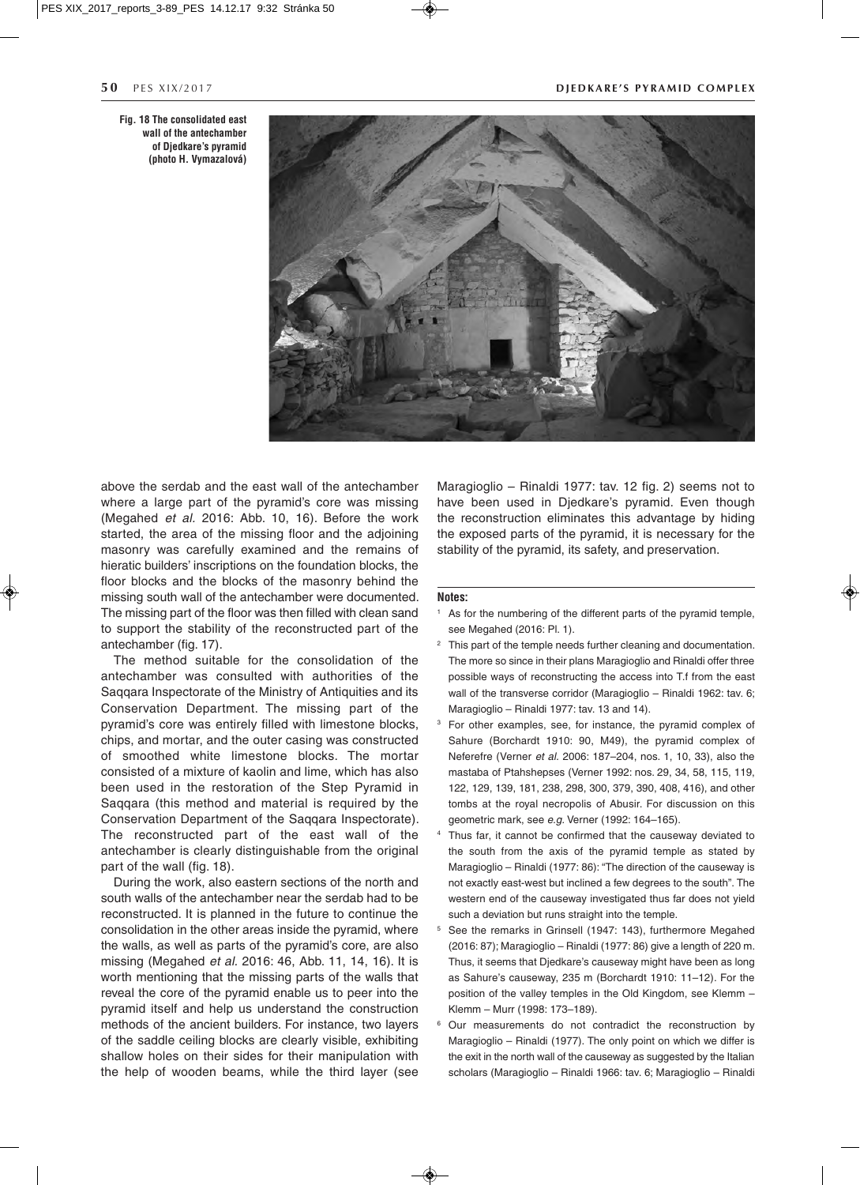Fig. 18 The consolidated east wall of the antechamber of Djedkare's pyramid (photo H. Vymazalová)

above the serdab and the east wall of the antechamber where a large part of the pyramid's core was missing (Megahed *et al.* 2016: Abb. 10, 16). Before the work started, the area of the missing floor and the adjoining masonry was carefully examined and the remains of hieratic builders' inscriptions on the foundation blocks, the floor blocks and the blocks of the masonry behind the missing south wall of the antechamber were documented. The missing part of the floor was then filled with clean sand to support the stability of the reconstructed part of the antechamber (fig. 17).

The method suitable for the consolidation of the antechamber was consulted with authorities of the Saqqara Inspectorate of the Ministry of Antiquities and its Conservation Department. The missing part of the pyramid's core was entirely filled with limestone blocks, chips, and mortar, and the outer casing was constructed of smoothed white limestone blocks. The mortar consisted of a mixture of kaolin and lime, which has also been used in the restoration of the Step Pyramid in Saqqara (this method and material is required by the Conservation Department of the Saqqara Inspectorate). The reconstructed part of the east wall of the antechamber is clearly distinguishable from the original part of the wall (fig. 18).

During the work, also eastern sections of the north and south walls of the antechamber near the serdab had to be reconstructed. It is planned in the future to continue the consolidation in the other areas inside the pyramid, where the walls, as well as parts of the pyramid's core, are also missing (Megahed *et al.* 2016: 46, Abb. 11, 14, 16). It is worth mentioning that the missing parts of the walls that reveal the core of the pyramid enable us to peer into the pyramid itself and help us understand the construction methods of the ancient builders. For instance, two layers of the saddle ceiling blocks are clearly visible, exhibiting shallow holes on their sides for their manipulation with the help of wooden beams, while the third layer (see Maragioglio – Rinaldi 1977: tav. 12 fig. 2) seems not to have been used in Djedkare's pyramid. Even though the reconstruction eliminates this advantage by hiding the exposed parts of the pyramid, it is necessary for the stability of the pyramid, its safety, and preservation.

**Notes:**

1. As for the numbering of the different parts of the pyramid temple, see Megahed (2016: Pl. 1).
2. This part of the temple needs further cleaning and documentation. The more so since in their plans Maragioglio and Rinaldi offer three possible ways of reconstructing the access into T.f from the east wall of the transverse corridor (Maragioglio – Rinaldi 1962: tav. 6; Maragioglio – Rinaldi 1977: tav. 13 and 14).
3. For other examples, see, for instance, the pyramid complex of Sahure (Borchardt 1910: 90, M49), the pyramid complex of Neferefre (Verner *et al.* 2006: 187–204, nos. 1, 10, 33), also the mastaba of Ptahshepses (Verner 1992: nos. 29, 34, 58, 115, 119, 122, 129, 139, 181, 238, 298, 300, 379, 390, 408, 416), and other tombs at the royal necropolis of Abusir. For discussion on this geometric mark, see *e.g.* Verner (1992: 164–165).
4. Thus far, it cannot be confirmed that the causeway deviated to the south from the axis of the pyramid temple as stated by Maragioglio – Rinaldi (1977: 86): "The direction of the causeway is not exactly east-west but inclined a few degrees to the south". The western end of the causeway investigated thus far does not yield such a deviation but runs straight into the temple.
5. See the remarks in Grinsell (1947: 143), furthermore Megahed (2016: 87); Maragioglio – Rinaldi (1977: 86) give a length of 220 m. Thus, it seems that Djedkare's causeway might have been as long as Sahure's causeway, 235 m (Borchardt 1910: 11–12). For the position of the valley temples in the Old Kingdom, see Klemm – Klemm – Murr (1998: 173–189).
6. Our measurements do not contradict the reconstruction by Maragioglio – Rinaldi (1977). The only point on which we differ is the exit in the north wall of the causeway as suggested by the Italian scholars (Maragioglio – Rinaldi 1966: tav. 6; Maragioglio – Rinaldi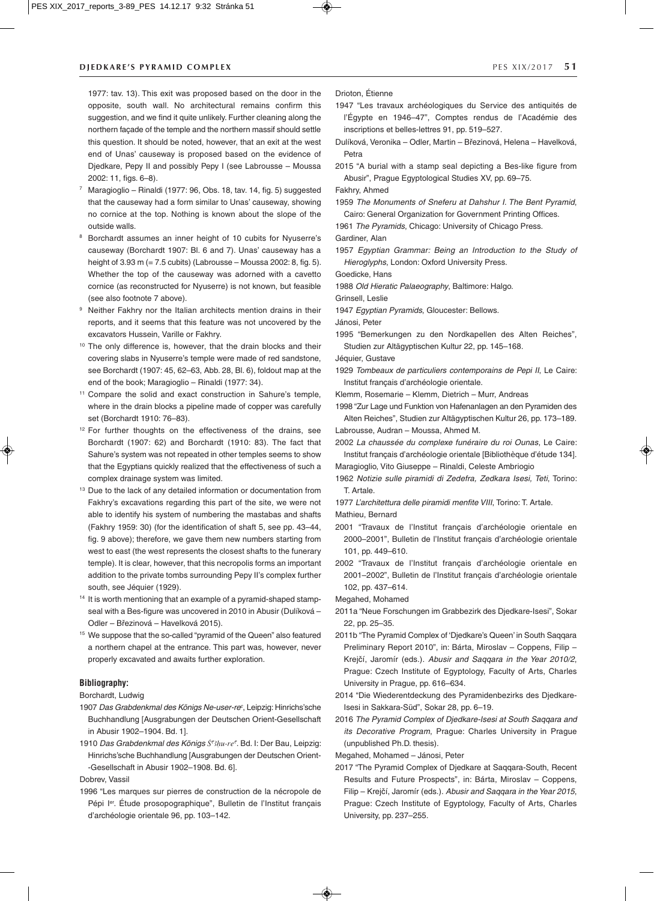1977: tav. 13). This exit was proposed based on the door in the opposite, south wall. No architectural remains confirm this suggestion, and we find it quite unlikely. Further cleaning along the northern façade of the temple and the northern massif should settle this question. It should be noted, however, that an exit at the west end of Unas' causeway is proposed based on the evidence of Djedkare, Pepy II and possibly Pepy I (see Labrousse – Moussa 2002: 11, figs. 6–8).

7 Maragioglio – Rinaldi (1977: 96, Obs. 18, tav. 14, fig. 5) suggested that the causeway had a form similar to Unas' causeway, showing no cornice at the top. Nothing is known about the slope of the outside walls.

8 Borchardt assumes an inner height of 10 cubits for Nyuserre's causeway (Borchardt 1907: Bl. 6 and 7). Unas' causeway has a height of 3.93 m (= 7.5 cubits) (Labrousse – Moussa 2002: 8, fig. 5). Whether the top of the causeway was adorned with a cavetto cornice (as reconstructed for Nyuserre) is not known, but feasible (see also footnote 7 above).

9 Neither Fakhry nor the Italian architects mention drains in their reports, and it seems that this feature was not uncovered by the excavators Hussein, Varille or Fakhry.

10 The only difference is, however, that the drain blocks and their covering slabs in Nyuserre's temple were made of red sandstone, see Borchardt (1907: 45, 62–63, Abb. 28, Bl. 6), foldout map at the end of the book; Maragioglio – Rinaldi (1977: 34).

11 Compare the solid and exact construction in Sahure's temple, where in the drain blocks a pipeline made of copper was carefully set (Borchardt 1910: 76–83).

12 For further thoughts on the effectiveness of the drains, see Borchardt (1907: 62) and Borchardt (1910: 83). The fact that Sahure's system was not repeated in other temples seems to show that the Egyptians quickly realized that the effectiveness of such a complex drainage system was limited.

13 Due to the lack of any detailed information or documentation from Fakhry's excavations regarding this part of the site, we were not able to identify his system of numbering the mastabas and shafts (Fakhry 1959: 30) (for the identification of shaft 5, see pp. 43–44, fig. 9 above); therefore, we gave them new numbers starting from west to east (the west represents the closest shafts to the funerary temple). It is clear, however, that this necropolis forms an important addition to the private tombs surrounding Pepy II's complex further south, see Jéquier (1929).

14 It is worth mentioning that an example of a pyramid-shaped stamp-seal with a Bes-figure was uncovered in 2010 in Abusir (Dulíková – Odler – Březinová – Havelková 2015).

15 We suppose that the so-called "pyramid of the Queen" also featured a northern chapel at the entrance. This part was, however, never properly excavated and awaits further exploration.

### Bibliography:

Borchardt, Ludwig

1907 *Das Grabdenkmal des Königs Ne-user-reʿ*, Leipzig: Hinrichs'sche Buchhandlung [Ausgrabungen der Deutschen Orient-Gesellschaft in Abusir 1902–1904. Bd. 1].

1910 *Das Grabdenkmal des Königs Sʾȝhu-reʿ*. Bd. I: Der Bau, Leipzig: Hinrichs'sche Buchhandlung [Ausgrabungen der Deutschen Orient-Gesellschaft in Abusir 1902–1908. Bd. 6].

Dobrev, Vassil

1996 "Les marques sur pierres de construction de la nécropole de Pépi Ier. Étude prosopographique", Bulletin de l'Institut français d'archéologie orientale 96, pp. 103–142.

Drioton, Étienne

1947 "Les travaux archéologiques du Service des antiquités de l'Égypte en 1946–47", Comptes rendus de l'Académie des inscriptions et belles-lettres 91, pp. 519–527.

Dulíková, Veronika – Odler, Martin – Březinová, Helena – Havelková, Petra

2015 "A burial with a stamp seal depicting a Bes-like figure from Abusir", Prague Egyptological Studies XV, pp. 69–75.

Fakhry, Ahmed

1959 *The Monuments of Sneferu at Dahshur I. The Bent Pyramid*, Cairo: General Organization for Government Printing Offices.

1961 *The Pyramids*, Chicago: University of Chicago Press.

Gardiner, Alan

1957 *Egyptian Grammar: Being an Introduction to the Study of Hieroglyphs*, London: Oxford University Press.

Goedicke, Hans

1988 *Old Hieratic Palaeography*, Baltimore: Halgo.

Grinsell, Leslie

1947 *Egyptian Pyramids*, Gloucester: Bellows.

Jánosi, Peter

1995 "Bemerkungen zu den Nordkapellen des Alten Reiches", Studien zur Altägyptischen Kultur 22, pp. 145–168.

Jéquier, Gustave

1929 *Tombeaux de particuliers contemporains de Pepi II*, Le Caire: Institut français d'archéologie orientale.

Klemm, Rosemarie – Klemm, Dietrich – Murr, Andreas

1998 "Zur Lage und Funktion von Hafenanlagen an den Pyramiden des Alten Reiches", Studien zur Altägyptischen Kultur 26, pp. 173–189.

Labrousse, Audran – Moussa, Ahmed M.

2002 *La chaussée du complexe funéraire du roi Ounas*, Le Caire: Institut français d'archéologie orientale [Bibliothèque d'étude 134].

Maragioglio, Vito Giuseppe – Rinaldi, Celeste Ambriogio

1962 *Notizie sulle piramidi di Zedefra, Zedkara Isesi, Teti*, Torino: T. Artale.

1977 *L'architettura delle piramidi menfite VIII*, Torino: T. Artale.

Mathieu, Bernard

2001 "Travaux de l'Institut français d'archéologie orientale en 2000–2001", Bulletin de l'Institut français d'archéologie orientale 101, pp. 449–610.

2002 "Travaux de l'Institut français d'archéologie orientale en 2001–2002", Bulletin de l'Institut français d'archéologie orientale 102, pp. 437–614.

Megahed, Mohamed

2011a "Neue Forschungen im Grabbezirk des Djedkare-Isesi", Sokar 22, pp. 25–35.

2011b "The Pyramid Complex of 'Djedkare's Queen' in South Saqqara Preliminary Report 2010", in: Bárta, Miroslav – Coppens, Filip – Krejčí, Jaromír (eds.). *Abusir and Saqqara in the Year 2010/2*, Prague: Czech Institute of Egyptology, Faculty of Arts, Charles University in Prague, pp. 616–634.

2014 "Die Wiederentdeckung des Pyramidenbezirks des Djedkare-Isesi in Sakkara-Süd", Sokar 28, pp. 6–19.

2016 *The Pyramid Complex of Djedkare-Isesi at South Saqqara and its Decorative Program*, Prague: Charles University in Prague (unpublished Ph.D. thesis).

Megahed, Mohamed – Jánosi, Peter

2017 "The Pyramid Complex of Djedkare at Saqqara-South, Recent Results and Future Prospects", in: Bárta, Miroslav – Coppens, Filip – Krejčí, Jaromír (eds.). *Abusir and Saqqara in the Year 2015*, Prague: Czech Institute of Egyptology, Faculty of Arts, Charles University, pp. 237–255.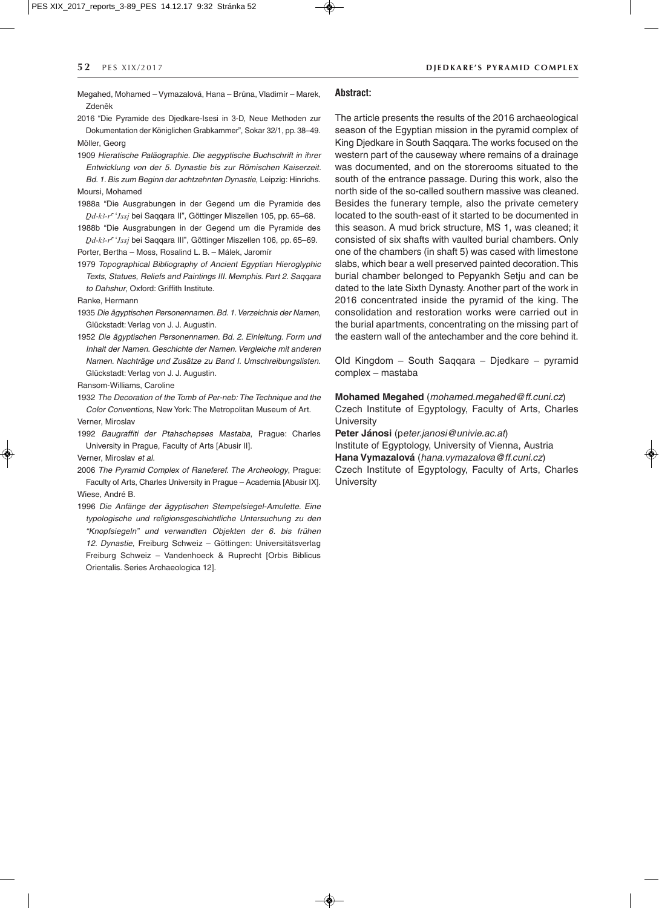Megahed, Mohamed – Vymazalová, Hana – Brůna, Vladimír – Marek, Zdeněk

2016 "Die Pyramide des Djedkare-Isesi in 3-D, Neue Methoden zur Dokumentation der Königlichen Grabkammer", Sokar 32/1, pp. 38–49.

Möller, Georg

1909 *Hieratische Paläographie. Die aegyptische Buchschrift in ihrer Entwicklung von der 5. Dynastie bis zur Römischen Kaiserzeit. Bd. 1. Bis zum Beginn der achtzehnten Dynastie*, Leipzig: Hinrichs.

Moursi, Mohamed

1988a "Die Ausgrabungen in der Gegend um die Pyramide des *Ḏd-kꜣ-rꜥ ꜥIssj* bei Saqqara II", Göttinger Miszellen 105, pp. 65–68.

1988b "Die Ausgrabungen in der Gegend um die Pyramide des *Ḏd-kꜣ-rꜥ ꜥIssj* bei Saqqara III", Göttinger Miszellen 106, pp. 65–69.

Porter, Bertha – Moss, Rosalind L. B. – Málek, Jaromír

1979 *Topographical Bibliography of Ancient Egyptian Hieroglyphic Texts, Statues, Reliefs and Paintings III. Memphis. Part 2. Saqqara to Dahshur*, Oxford: Griffith Institute.

Ranke, Hermann

1935 *Die ägyptischen Personennamen. Bd. 1. Verzeichnis der Namen*, Glückstadt: Verlag von J. J. Augustin.

1952 *Die ägyptischen Personennamen. Bd. 2. Einleitung. Form und Inhalt der Namen. Geschichte der Namen. Vergleiche mit anderen Namen. Nachträge und Zusätze zu Band I. Umschreibungslisten.* Glückstadt: Verlag von J. J. Augustin.

Ransom-Williams, Caroline

1932 *The Decoration of the Tomb of Per-neb: The Technique and the Color Conventions*, New York: The Metropolitan Museum of Art.

Verner, Miroslav

1992 *Baugraffiti der Ptahschepses Mastaba*, Prague: Charles University in Prague, Faculty of Arts [Abusir II].

Verner, Miroslav *et al.*

2006 *The Pyramid Complex of Raneferef. The Archeology*, Prague: Faculty of Arts, Charles University in Prague – Academia [Abusir IX].

Wiese, André B.

1996 *Die Anfänge der ägyptischen Stempelsiegel-Amulette. Eine typologische und religionsgeschichtliche Untersuchung zu den "Knopfsiegeln" und verwandten Objekten der 6. bis frühen 12. Dynastie*, Freiburg Schweiz – Göttingen: Universitätsverlag Freiburg Schweiz – Vandenhoeck & Ruprecht [Orbis Biblicus Orientalis. Series Archaeologica 12].

**Abstract:**

The article presents the results of the 2016 archaeological season of the Egyptian mission in the pyramid complex of King Djedkare in South Saqqara. The works focused on the western part of the causeway where remains of a drainage was documented, and on the storerooms situated to the south of the entrance passage. During this work, also the north side of the so-called southern massive was cleaned. Besides the funerary temple, also the private cemetery located to the south-east of it started to be documented in this season. A mud brick structure, MS 1, was cleaned; it consisted of six shafts with vaulted burial chambers. Only one of the chambers (in shaft 5) was cased with limestone slabs, which bear a well preserved painted decoration. This burial chamber belonged to Pepyankh Setju and can be dated to the late Sixth Dynasty. Another part of the work in 2016 concentrated inside the pyramid of the king. The consolidation and restoration works were carried out in the burial apartments, concentrating on the missing part of the eastern wall of the antechamber and the core behind it.

Old Kingdom – South Saqqara – Djedkare – pyramid complex – mastaba

**Mohamed Megahed** (*mohamed.megahed@ff.cuni.cz*)
Czech Institute of Egyptology, Faculty of Arts, Charles University

**Peter Jánosi** (*peter.janosi@univie.ac.at*)
Institute of Egyptology, University of Vienna, Austria

**Hana Vymazalová** (*hana.vymazalova@ff.cuni.cz*)
Czech Institute of Egyptology, Faculty of Arts, Charles University